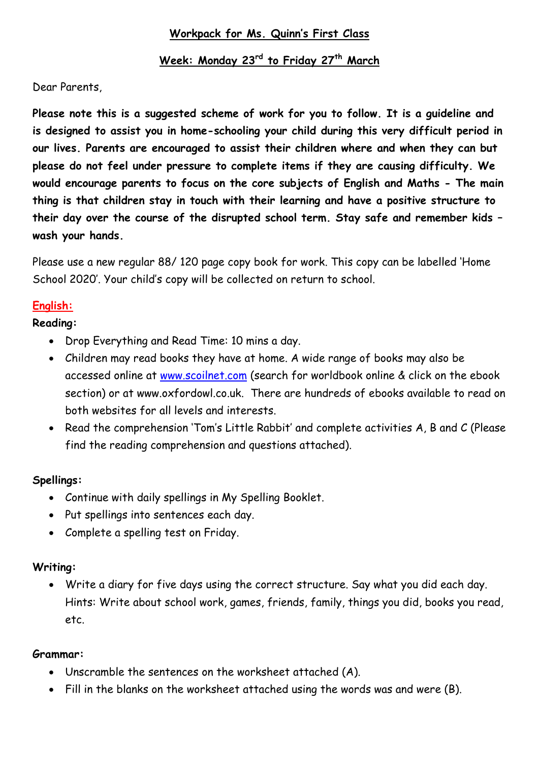## Workpack for Ms. Quinn's First Class

### Week: Monday 23rd to Friday 27th March

Dear Parents,

**Please note this is a suggested scheme of work for you to follow. It is a guideline and is designed to assist you in home-schooling your child during this very difficult period in our lives. Parents are encouraged to assist their children where and when they can but please do not feel under pressure to complete items if they are causing difficulty. We would encourage parents to focus on the core subjects of English and Maths - The main thing is that children stay in touch with their learning and have a positive structure to their day over the course of the disrupted school term. Stay safe and remember kids – wash your hands.**

Please use a new regular 88/ 120 page copy book for work. This copy can be labelled 'Home School 2020'. Your child's copy will be collected on return to school.

### English:

**Reading:**

- Drop Everything and Read Time: 10 mins a day.
- Children may read books they have at home. A wide range of books may also be accessed online at www.scoilnet.com (search for worldbook online & click on the ebook section) or at www.oxfordowl.co.uk. There are hundreds of ebooks available to read on both websites for all levels and interests.
- Read the comprehension 'Tom's Little Rabbit' and complete activities A, B and C (Please find the reading comprehension and questions attached).

**Spellings:**

- Continue with daily spellings in My Spelling Booklet.
- Put spellings into sentences each day.
- Complete a spelling test on Friday.

**Writing:**

- Write a diary for five days using the correct structure. Say what you did each day. Hints: Write about school work, games, friends, family, things you did, books you read, etc.

**Grammar:**

- Unscramble the sentences on the worksheet attached (A).
- Fill in the blanks on the worksheet attached using the words was and were (B).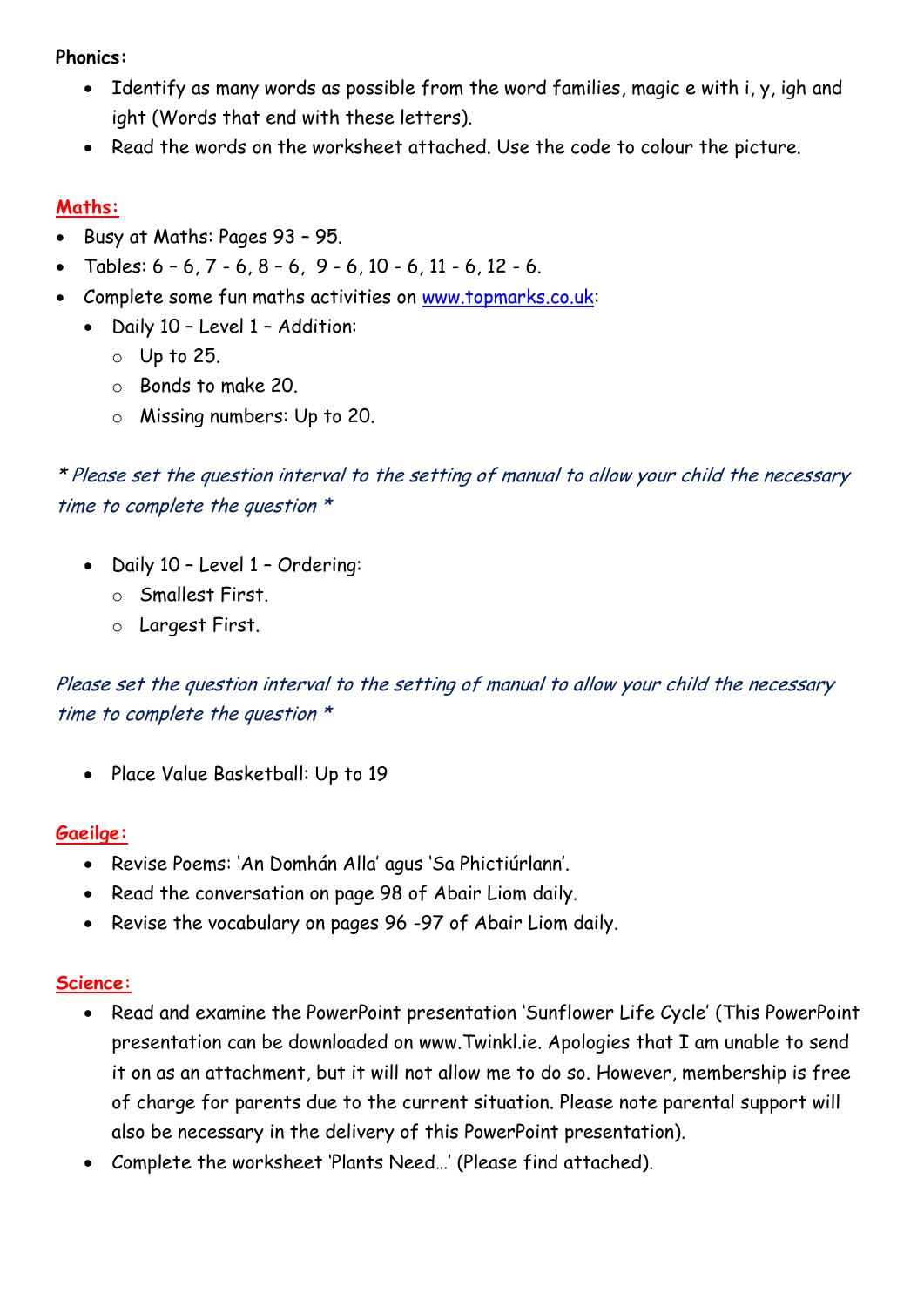**Phonics:**

- Identify as many words as possible from the word families, magic e with i, y, igh and ight (Words that end with these letters).
- Read the words on the worksheet attached. Use the code to colour the picture.

**Maths:**

- Busy at Maths: Pages 93 – 95.
- Tables: 6 – 6, 7 - 6, 8 – 6, 9 - 6, 10 - 6, 11 - 6, 12 - 6.
- Complete some fun maths activities on [www.topmarks.co.uk](www.topmarks.co.uk):
  - Daily 10 – Level 1 – Addition:
    - Up to 25.
    - Bonds to make 20.
    - Missing numbers: Up to 20.

*\* Please set the question interval to the setting of manual to allow your child the necessary time to complete the question \**

  - Daily 10 – Level 1 – Ordering:
    - Smallest First.
    - Largest First.

*Please set the question interval to the setting of manual to allow your child the necessary time to complete the question \**

  - Place Value Basketball: Up to 19

**Gaeilge:**

- Revise Poems: 'An Domhán Alla' agus 'Sa Phictiúrlann'.
- Read the conversation on page 98 of Abair Liom daily.
- Revise the vocabulary on pages 96 -97 of Abair Liom daily.

**Science:**

- Read and examine the PowerPoint presentation 'Sunflower Life Cycle' (This PowerPoint presentation can be downloaded on www.Twinkl.ie. Apologies that I am unable to send it on as an attachment, but it will not allow me to do so. However, membership is free of charge for parents due to the current situation. Please note parental support will also be necessary in the delivery of this PowerPoint presentation).
- Complete the worksheet 'Plants Need…' (Please find attached).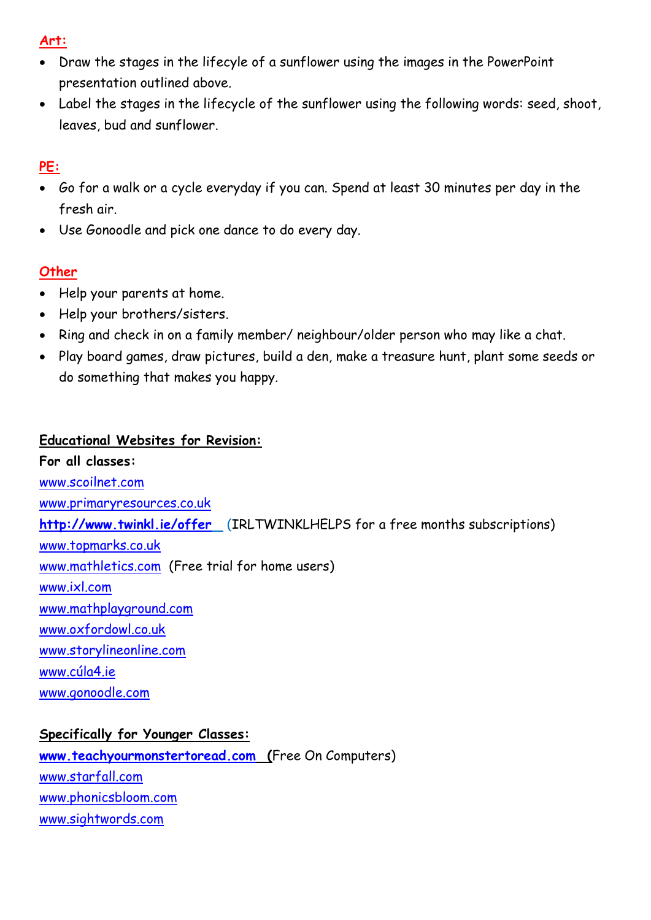## Art:

- Draw the stages in the lifecycle of a sunflower using the images in the PowerPoint presentation outlined above.
- Label the stages in the lifecycle of the sunflower using the following words: seed, shoot, leaves, bud and sunflower.

## PE:

- Go for a walk or a cycle everyday if you can. Spend at least 30 minutes per day in the fresh air.
- Use Gonoodle and pick one dance to do every day.

## Other

- Help your parents at home.
- Help your brothers/sisters.
- Ring and check in on a family member/ neighbour/older person who may like a chat.
- Play board games, draw pictures, build a den, make a treasure hunt, plant some seeds or do something that makes you happy.

**Educational Websites for Revision:**

**For all classes:**

www.scoilnet.com
www.primaryresources.co.uk
**http://www.twinkl.ie/offer** (IRLTWINKLHELPS for a free months subscriptions)
www.topmarks.co.uk
www.mathletics.com (Free trial for home users)
www.ixl.com
www.mathplayground.com
www.oxfordowl.co.uk
www.storylineonline.com
www.cúla4.ie
www.gonoodle.com

**Specifically for Younger Classes:**

**www.teachyourmonstertoread.com** (Free On Computers)
www.starfall.com
www.phonicsbloom.com
www.sightwords.com